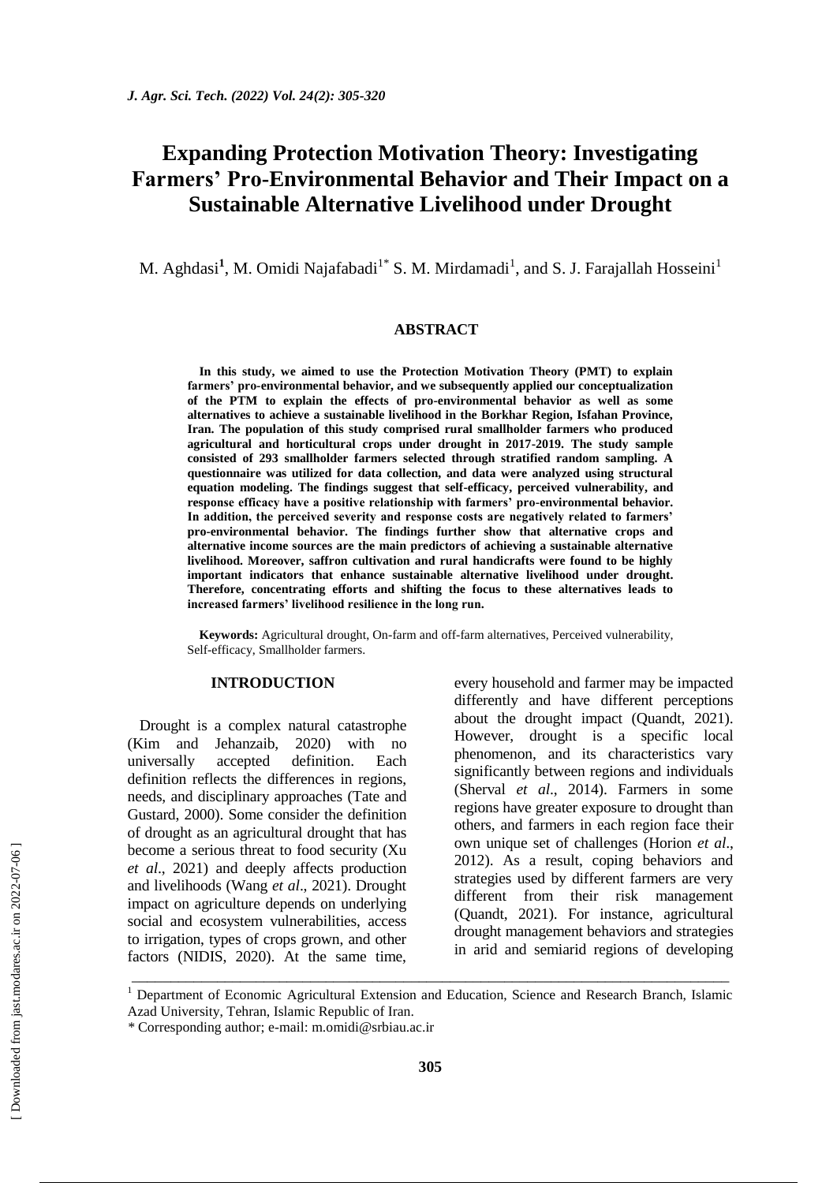# Expanding Protection Motivation Theory: Investigating Farmers' Pro-Environmental Behavior and Their Impact on a Sustainable Alternative Livelihood under Drought

M. Aghdasi[1], M. Omidi Najafabadi[1*] S. M. Mirdamadi[1], and S. J. Farajallah Hosseini[1]

## ABSTRACT

**In this study, we aimed to use the Protection Motivation Theory (PMT) to explain farmers' pro-environmental behavior, and we subsequently applied our conceptualization of the PTM to explain the effects of pro-environmental behavior as well as some alternatives to achieve a sustainable livelihood in the Borkhar Region, Isfahan Province, Iran. The population of this study comprised rural smallholder farmers who produced agricultural and horticultural crops under drought in 2017-2019. The study sample consisted of 293 smallholder farmers selected through stratified random sampling. A questionnaire was utilized for data collection, and data were analyzed using structural equation modeling. The findings suggest that self-efficacy, perceived vulnerability, and response efficacy have a positive relationship with farmers' pro-environmental behavior. In addition, the perceived severity and response costs are negatively related to farmers' pro-environmental behavior. The findings further show that alternative crops and alternative income sources are the main predictors of achieving a sustainable alternative livelihood. Moreover, saffron cultivation and rural handicrafts were found to be highly important indicators that enhance sustainable alternative livelihood under drought. Therefore, concentrating efforts and shifting the focus to these alternatives leads to increased farmers' livelihood resilience in the long run.**

**Keywords:** Agricultural drought, On-farm and off-farm alternatives, Perceived vulnerability, Self-efficacy, Smallholder farmers.

## INTRODUCTION

Drought is a complex natural catastrophe (Kim and Jehanzaib, 2020) with no universally accepted definition. Each definition reflects the differences in regions, needs, and disciplinary approaches (Tate and Gustard, 2000). Some consider the definition of drought as an agricultural drought that has become a serious threat to food security (Xu *et al*., 2021) and deeply affects production and livelihoods (Wang *et al*., 2021). Drought impact on agriculture depends on underlying social and ecosystem vulnerabilities, access to irrigation, types of crops grown, and other factors (NIDIS, 2020). At the same time, every household and farmer may be impacted differently and have different perceptions about the drought impact (Quandt, 2021). However, drought is a specific local phenomenon, and its characteristics vary significantly between regions and individuals (Sherval *et al*., 2014). Farmers in some regions have greater exposure to drought than others, and farmers in each region face their own unique set of challenges (Horion *et al*., 2012). As a result, coping behaviors and strategies used by different farmers are very different from their risk management (Quandt, 2021). For instance, agricultural drought management behaviors and strategies in arid and semiarid regions of developing

---

[1] Department of Economic Agricultural Extension and Education, Science and Research Branch, Islamic Azad University, Tehran, Islamic Republic of Iran.

\* Corresponding author; e-mail: m.omidi@srbiau.ac.ir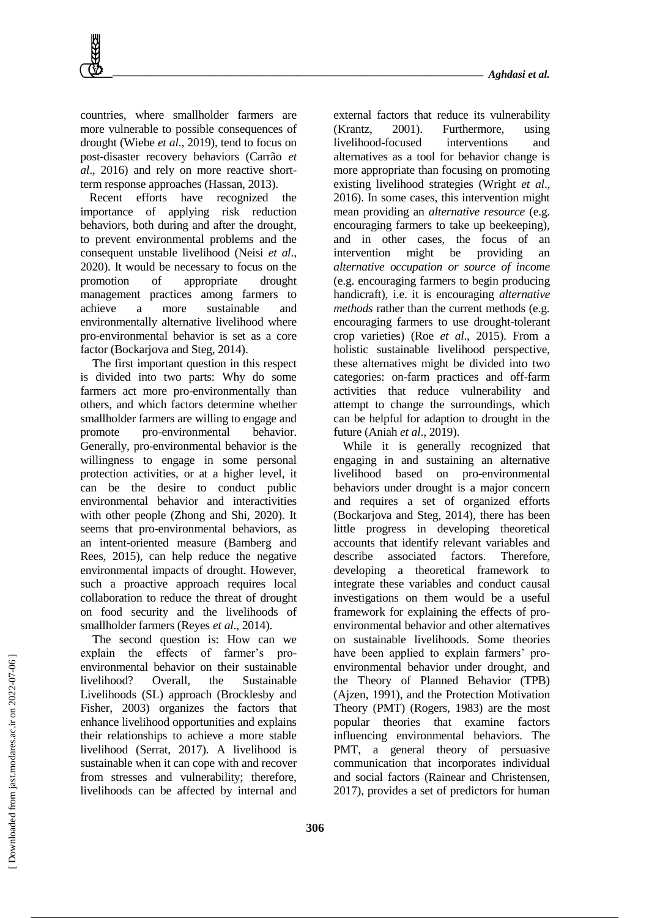countries, where smallholder farmers are more vulnerable to possible consequences of drought (Wiebe *et al*., 2019), tend to focus on post-disaster recovery behaviors (Carrão *et al*., 2016) and rely on more reactive short-term response approaches (Hassan, 2013).

Recent efforts have recognized the importance of applying risk reduction behaviors, both during and after the drought, to prevent environmental problems and the consequent unstable livelihood (Neisi *et al*., 2020). It would be necessary to focus on the promotion of appropriate drought management practices among farmers to achieve a more sustainable and environmentally alternative livelihood where pro-environmental behavior is set as a core factor (Bockarjova and Steg, 2014).

The first important question in this respect is divided into two parts: Why do some farmers act more pro-environmentally than others, and which factors determine whether smallholder farmers are willing to engage and promote pro-environmental behavior. Generally, pro-environmental behavior is the willingness to engage in some personal protection activities, or at a higher level, it can be the desire to conduct public environmental behavior and interactivities with other people (Zhong and Shi, 2020). It seems that pro-environmental behaviors, as an intent-oriented measure (Bamberg and Rees, 2015), can help reduce the negative environmental impacts of drought. However, such a proactive approach requires local collaboration to reduce the threat of drought on food security and the livelihoods of smallholder farmers (Reyes *et al*., 2014).

The second question is: How can we explain the effects of farmer's pro-environmental behavior on their sustainable livelihood? Overall, the Sustainable Livelihoods (SL) approach (Brocklesby and Fisher, 2003) organizes the factors that enhance livelihood opportunities and explains their relationships to achieve a more stable livelihood (Serrat, 2017). A livelihood is sustainable when it can cope with and recover from stresses and vulnerability; therefore, livelihoods can be affected by internal and external factors that reduce its vulnerability (Krantz, 2001). Furthermore, using livelihood-focused interventions and alternatives as a tool for behavior change is more appropriate than focusing on promoting existing livelihood strategies (Wright *et al*., 2016). In some cases, this intervention might mean providing an *alternative resource* (e.g. encouraging farmers to take up beekeeping), and in other cases, the focus of an intervention might be providing an *alternative occupation or source of income* (e.g. encouraging farmers to begin producing handicraft), i.e. it is encouraging *alternative methods* rather than the current methods (e.g. encouraging farmers to use drought-tolerant crop varieties) (Roe *et al*., 2015). From a holistic sustainable livelihood perspective, these alternatives might be divided into two categories: on-farm practices and off-farm activities that reduce vulnerability and attempt to change the surroundings, which can be helpful for adaption to drought in the future (Aniah *et al*., 2019).

While it is generally recognized that engaging in and sustaining an alternative livelihood based on pro-environmental behaviors under drought is a major concern and requires a set of organized efforts (Bockarjova and Steg, 2014), there has been little progress in developing theoretical accounts that identify relevant variables and describe associated factors. Therefore, developing a theoretical framework to integrate these variables and conduct causal investigations on them would be a useful framework for explaining the effects of pro-environmental behavior and other alternatives on sustainable livelihoods. Some theories have been applied to explain farmers' pro-environmental behavior under drought, and the Theory of Planned Behavior (TPB) (Ajzen, 1991), and the Protection Motivation Theory (PMT) (Rogers, 1983) are the most popular theories that examine factors influencing environmental behaviors. The PMT, a general theory of persuasive communication that incorporates individual and social factors (Rainear and Christensen, 2017), provides a set of predictors for human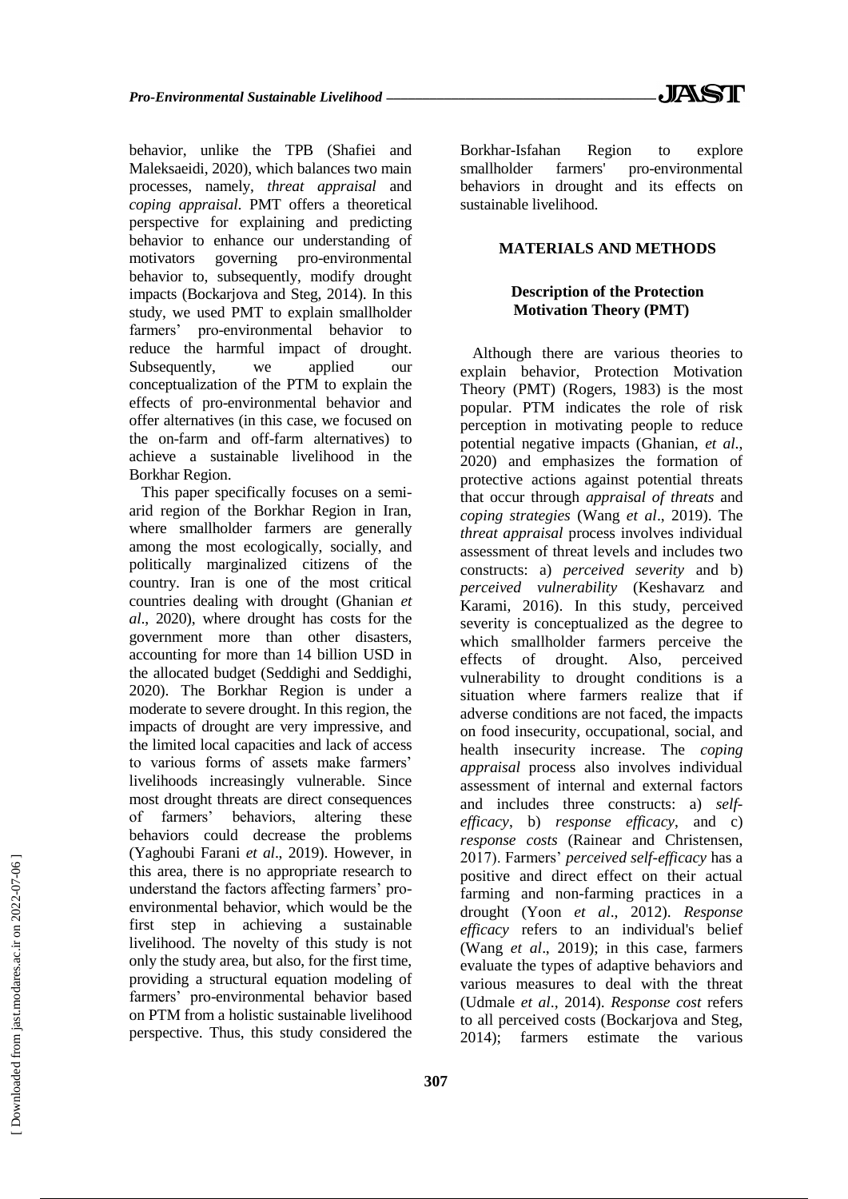behavior, unlike the TPB (Shafiei and Maleksaeidi, 2020), which balances two main processes, namely, *threat appraisal* and *coping appraisal*. PMT offers a theoretical perspective for explaining and predicting behavior to enhance our understanding of motivators governing pro-environmental behavior to, subsequently, modify drought impacts (Bockarjova and Steg, 2014). In this study, we used PMT to explain smallholder farmers' pro-environmental behavior to reduce the harmful impact of drought. Subsequently, we applied our conceptualization of the PTM to explain the effects of pro-environmental behavior and offer alternatives (in this case, we focused on the on-farm and off-farm alternatives) to achieve a sustainable livelihood in the Borkhar Region.

This paper specifically focuses on a semi-arid region of the Borkhar Region in Iran, where smallholder farmers are generally among the most ecologically, socially, and politically marginalized citizens of the country. Iran is one of the most critical countries dealing with drought (Ghanian *et al*., 2020), where drought has costs for the government more than other disasters, accounting for more than 14 billion USD in the allocated budget (Seddighi and Seddighi, 2020). The Borkhar Region is under a moderate to severe drought. In this region, the impacts of drought are very impressive, and the limited local capacities and lack of access to various forms of assets make farmers' livelihoods increasingly vulnerable. Since most drought threats are direct consequences of farmers' behaviors, altering these behaviors could decrease the problems (Yaghoubi Farani *et al*., 2019). However, in this area, there is no appropriate research to understand the factors affecting farmers' pro-environmental behavior, which would be the first step in achieving a sustainable livelihood. The novelty of this study is not only the study area, but also, for the first time, providing a structural equation modeling of farmers' pro-environmental behavior based on PTM from a holistic sustainable livelihood perspective. Thus, this study considered the Borkhar-Isfahan Region to explore smallholder farmers' pro-environmental behaviors in drought and its effects on sustainable livelihood.

## MATERIALS AND METHODS

### Description of the Protection Motivation Theory (PMT)

Although there are various theories to explain behavior, Protection Motivation Theory (PMT) (Rogers, 1983) is the most popular. PTM indicates the role of risk perception in motivating people to reduce potential negative impacts (Ghanian, *et al*., 2020) and emphasizes the formation of protective actions against potential threats that occur through *appraisal of threats* and *coping strategies* (Wang *et al*., 2019). The *threat appraisal* process involves individual assessment of threat levels and includes two constructs: a) *perceived severity* and b) *perceived vulnerability* (Keshavarz and Karami, 2016). In this study, perceived severity is conceptualized as the degree to which smallholder farmers perceive the effects of drought. Also, perceived vulnerability to drought conditions is a situation where farmers realize that if adverse conditions are not faced, the impacts on food insecurity, occupational, social, and health insecurity increase. The *coping appraisal* process also involves individual assessment of internal and external factors and includes three constructs: a) *self-efficacy*, b) *response efficacy*, and c) *response costs* (Rainear and Christensen, 2017). Farmers' *perceived self-efficacy* has a positive and direct effect on their actual farming and non-farming practices in a drought (Yoon *et al*., 2012). *Response efficacy* refers to an individual's belief (Wang *et al*., 2019); in this case, farmers evaluate the types of adaptive behaviors and various measures to deal with the threat (Udmale *et al*., 2014). *Response cost* refers to all perceived costs (Bockarjova and Steg, 2014); farmers estimate the various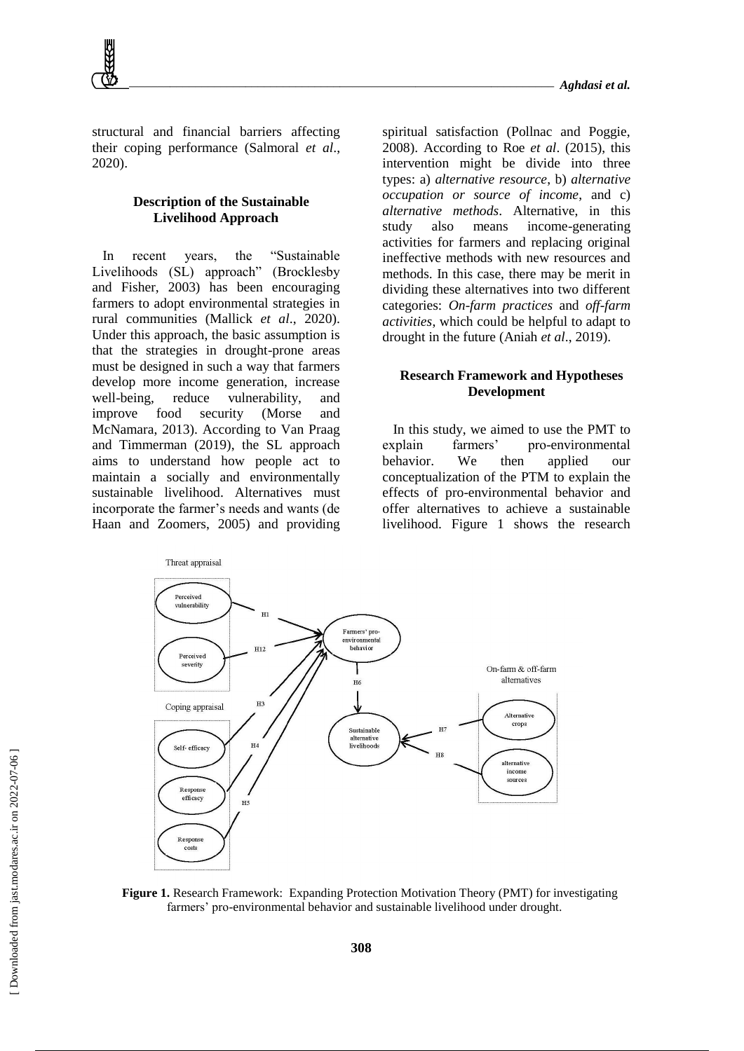structural and financial barriers affecting their coping performance (Salmoral *et al*., 2020).

### Description of the Sustainable Livelihood Approach

In recent years, the "Sustainable Livelihoods (SL) approach" (Brocklesby and Fisher, 2003) has been encouraging farmers to adopt environmental strategies in rural communities (Mallick *et al*., 2020). Under this approach, the basic assumption is that the strategies in drought-prone areas must be designed in such a way that farmers develop more income generation, increase well-being, reduce vulnerability, and improve food security (Morse and McNamara, 2013). According to Van Praag and Timmerman (2019), the SL approach aims to understand how people act to maintain a socially and environmentally sustainable livelihood. Alternatives must incorporate the farmer's needs and wants (de Haan and Zoomers, 2005) and providing spiritual satisfaction (Pollnac and Poggie, 2008). According to Roe *et al*. (2015), this intervention might be divide into three types: a) *alternative resource*, b) *alternative occupation or source of income*, and c) *alternative methods*. Alternative, in this study also means income-generating activities for farmers and replacing original ineffective methods with new resources and methods. In this case, there may be merit in dividing these alternatives into two different categories: *On-farm practices* and *off-farm activities*, which could be helpful to adapt to drought in the future (Aniah *et al*., 2019).

### Research Framework and Hypotheses Development

In this study, we aimed to use the PMT to explain farmers' pro-environmental behavior. We then applied our conceptualization of the PTM to explain the effects of pro-environmental behavior and offer alternatives to achieve a sustainable livelihood. Figure 1 shows the research

**Figure 1.** Research Framework: Expanding Protection Motivation Theory (PMT) for investigating farmers' pro-environmental behavior and sustainable livelihood under drought.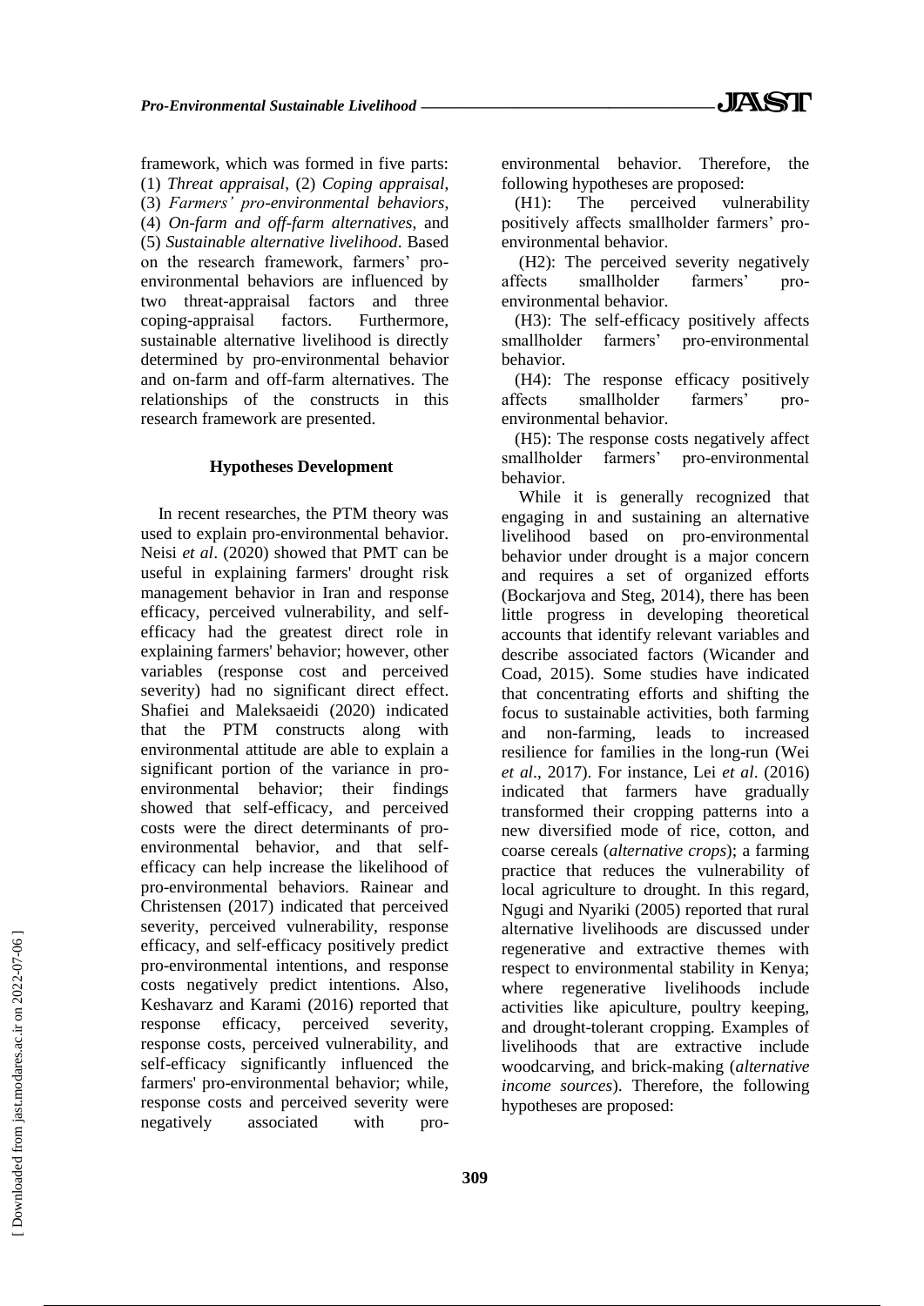framework, which was formed in five parts: (1) *Threat appraisal*, (2) *Coping appraisal*, (3) *Farmers' pro-environmental behaviors*, (4) *On-farm and off-farm alternatives*, and (5) *Sustainable alternative livelihood*. Based on the research framework, farmers' pro-environmental behaviors are influenced by two threat-appraisal factors and three coping-appraisal factors. Furthermore, sustainable alternative livelihood is directly determined by pro-environmental behavior and on-farm and off-farm alternatives. The relationships of the constructs in this research framework are presented.

## Hypotheses Development

In recent researches, the PTM theory was used to explain pro-environmental behavior. Neisi *et al*. (2020) showed that PMT can be useful in explaining farmers' drought risk management behavior in Iran and response efficacy, perceived vulnerability, and self-efficacy had the greatest direct role in explaining farmers' behavior; however, other variables (response cost and perceived severity) had no significant direct effect. Shafiei and Maleksaeidi (2020) indicated that the PTM constructs along with environmental attitude are able to explain a significant portion of the variance in pro-environmental behavior; their findings showed that self-efficacy, and perceived costs were the direct determinants of pro-environmental behavior, and that self-efficacy can help increase the likelihood of pro-environmental behaviors. Rainear and Christensen (2017) indicated that perceived severity, perceived vulnerability, response efficacy, and self-efficacy positively predict pro-environmental intentions, and response costs negatively predict intentions. Also, Keshavarz and Karami (2016) reported that response efficacy, perceived severity, response costs, perceived vulnerability, and self-efficacy significantly influenced the farmers' pro-environmental behavior; while, response costs and perceived severity were negatively associated with pro-environmental behavior. Therefore, the following hypotheses are proposed:

(H1): The perceived vulnerability positively affects smallholder farmers' pro-environmental behavior.

(H2): The perceived severity negatively affects smallholder farmers' pro-environmental behavior.

(H3): The self-efficacy positively affects smallholder farmers' pro-environmental behavior.

(H4): The response efficacy positively affects smallholder farmers' pro-environmental behavior.

(H5): The response costs negatively affect smallholder farmers' pro-environmental behavior.

While it is generally recognized that engaging in and sustaining an alternative livelihood based on pro-environmental behavior under drought is a major concern and requires a set of organized efforts (Bockarjova and Steg, 2014), there has been little progress in developing theoretical accounts that identify relevant variables and describe associated factors (Wicander and Coad, 2015). Some studies have indicated that concentrating efforts and shifting the focus to sustainable activities, both farming and non-farming, leads to increased resilience for families in the long-run (Wei *et al*., 2017). For instance, Lei *et al*. (2016) indicated that farmers have gradually transformed their cropping patterns into a new diversified mode of rice, cotton, and coarse cereals (*alternative crops*); a farming practice that reduces the vulnerability of local agriculture to drought. In this regard, Ngugi and Nyariki (2005) reported that rural alternative livelihoods are discussed under regenerative and extractive themes with respect to environmental stability in Kenya; where regenerative livelihoods include activities like apiculture, poultry keeping, and drought-tolerant cropping. Examples of livelihoods that are extractive include woodcarving, and brick-making (*alternative income sources*). Therefore, the following hypotheses are proposed: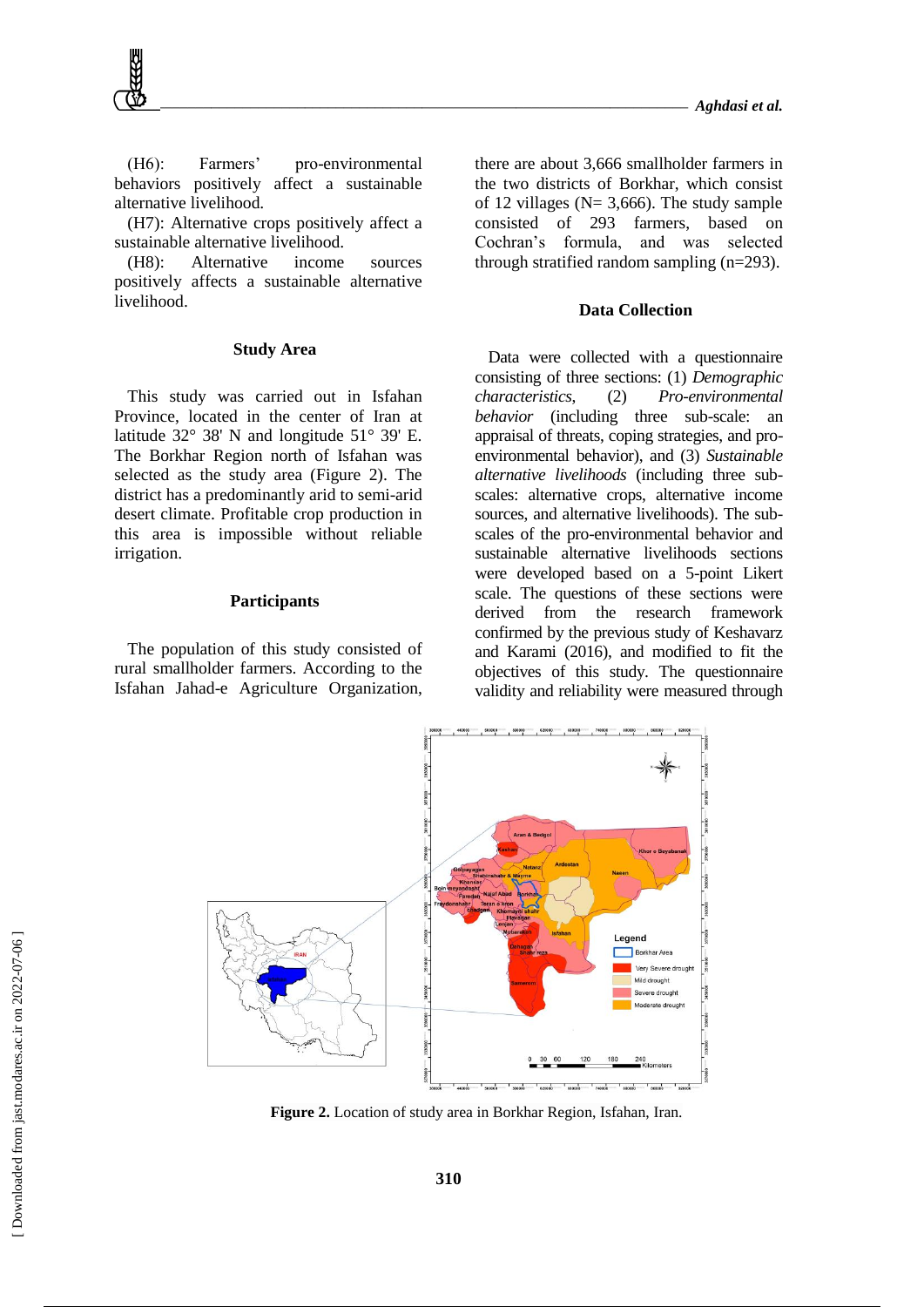(H6): Farmers' pro-environmental behaviors positively affect a sustainable alternative livelihood.

(H7): Alternative crops positively affect a sustainable alternative livelihood.

(H8): Alternative income sources positively affects a sustainable alternative livelihood.

### Study Area

This study was carried out in Isfahan Province, located in the center of Iran at latitude 32° 38' N and longitude 51° 39' E. The Borkhar Region north of Isfahan was selected as the study area (Figure 2). The district has a predominantly arid to semi-arid desert climate. Profitable crop production in this area is impossible without reliable irrigation.

### Participants

The population of this study consisted of rural smallholder farmers. According to the Isfahan Jahad-e Agriculture Organization, there are about 3,666 smallholder farmers in the two districts of Borkhar, which consist of 12 villages (N= 3,666). The study sample consisted of 293 farmers, based on Cochran's formula, and was selected through stratified random sampling (n=293).

### Data Collection

Data were collected with a questionnaire consisting of three sections: (1) *Demographic characteristics*, (2) *Pro-environmental behavior* (including three sub-scale: an appraisal of threats, coping strategies, and pro-environmental behavior), and (3) *Sustainable alternative livelihoods* (including three sub-scales: alternative crops, alternative income sources, and alternative livelihoods). The sub-scales of the pro-environmental behavior and sustainable alternative livelihoods sections were developed based on a 5-point Likert scale. The questions of these sections were derived from the research framework confirmed by the previous study of Keshavarz and Karami (2016), and modified to fit the objectives of this study. The questionnaire validity and reliability were measured through

**Figure 2.** Location of study area in Borkhar Region, Isfahan, Iran.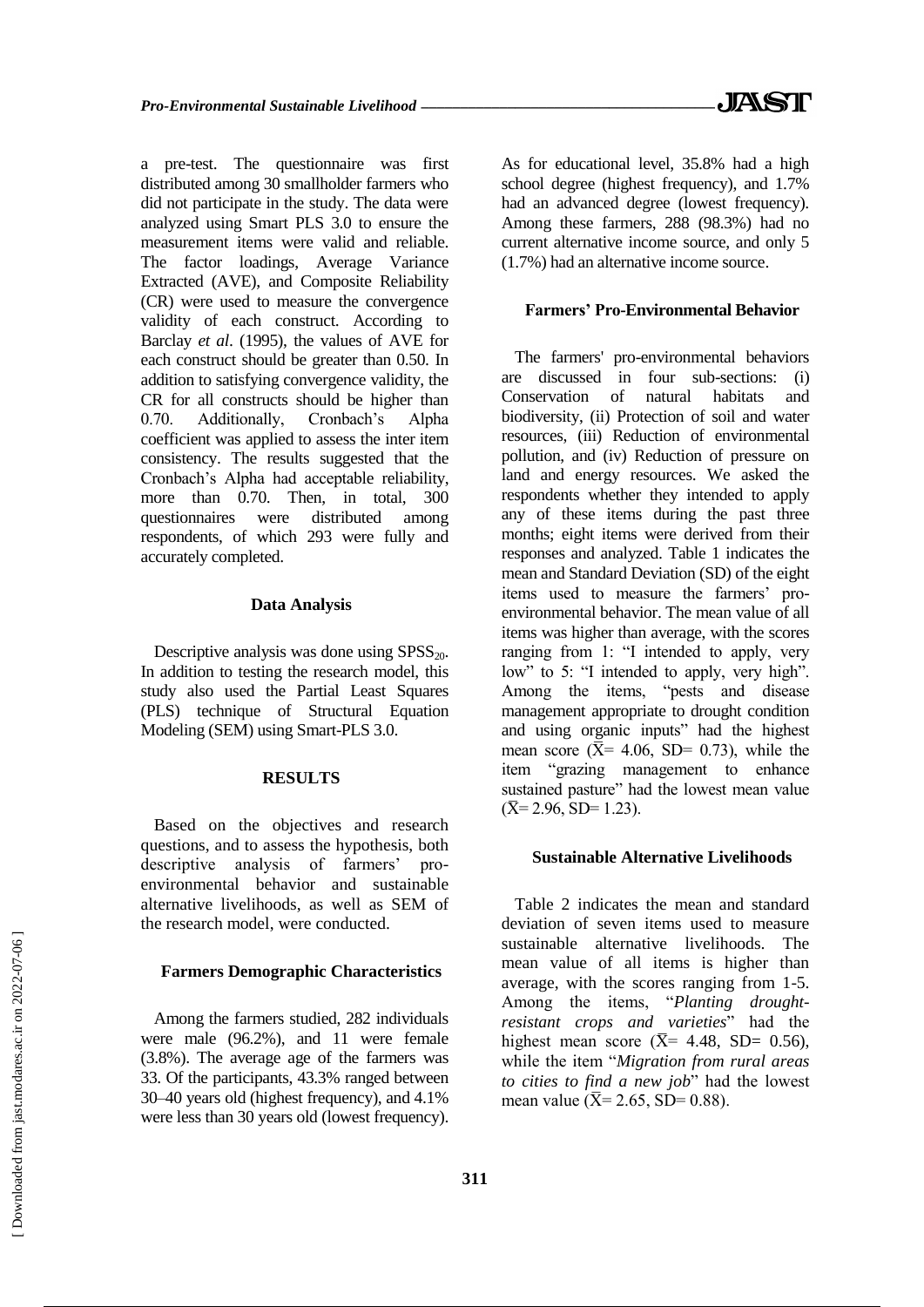a pre-test. The questionnaire was first distributed among 30 smallholder farmers who did not participate in the study. The data were analyzed using Smart PLS 3.0 to ensure the measurement items were valid and reliable. The factor loadings, Average Variance Extracted (AVE), and Composite Reliability (CR) were used to measure the convergence validity of each construct. According to Barclay *et al*. (1995), the values of AVE for each construct should be greater than 0.50. In addition to satisfying convergence validity, the CR for all constructs should be higher than 0.70. Additionally, Cronbach's Alpha coefficient was applied to assess the inter item consistency. The results suggested that the Cronbach's Alpha had acceptable reliability, more than 0.70. Then, in total, 300 questionnaires were distributed among respondents, of which 293 were fully and accurately completed.

### Data Analysis

Descriptive analysis was done using $SPSS_{20}$. In addition to testing the research model, this study also used the Partial Least Squares (PLS) technique of Structural Equation Modeling (SEM) using Smart-PLS 3.0.

## RESULTS

Based on the objectives and research questions, and to assess the hypothesis, both descriptive analysis of farmers' pro-environmental behavior and sustainable alternative livelihoods, as well as SEM of the research model, were conducted.

### Farmers Demographic Characteristics

Among the farmers studied, 282 individuals were male (96.2%), and 11 were female (3.8%). The average age of the farmers was 33. Of the participants, 43.3% ranged between 30–40 years old (highest frequency), and 4.1% were less than 30 years old (lowest frequency). As for educational level, 35.8% had a high school degree (highest frequency), and 1.7% had an advanced degree (lowest frequency). Among these farmers, 288 (98.3%) had no current alternative income source, and only 5 (1.7%) had an alternative income source.

### Farmers' Pro-Environmental Behavior

The farmers' pro-environmental behaviors are discussed in four sub-sections: (i) Conservation of natural habitats and biodiversity, (ii) Protection of soil and water resources, (iii) Reduction of environmental pollution, and (iv) Reduction of pressure on land and energy resources. We asked the respondents whether they intended to apply any of these items during the past three months; eight items were derived from their responses and analyzed. Table 1 indicates the mean and Standard Deviation (SD) of the eight items used to measure the farmers' pro-environmental behavior. The mean value of all items was higher than average, with the scores ranging from 1: "I intended to apply, very low" to 5: "I intended to apply, very high". Among the items, "pests and disease management appropriate to drought condition and using organic inputs" had the highest mean score ($\bar{X}$= 4.06, SD= 0.73), while the item "grazing management to enhance sustained pasture" had the lowest mean value ($\bar{X}$= 2.96, SD= 1.23).

### Sustainable Alternative Livelihoods

Table 2 indicates the mean and standard deviation of seven items used to measure sustainable alternative livelihoods. The mean value of all items is higher than average, with the scores ranging from 1-5. Among the items, "*Planting drought-resistant crops and varieties*" had the highest mean score ($\bar{X}$= 4.48, SD= 0.56), while the item "*Migration from rural areas to cities to find a new job*" had the lowest mean value ($\bar{X}$= 2.65, SD= 0.88).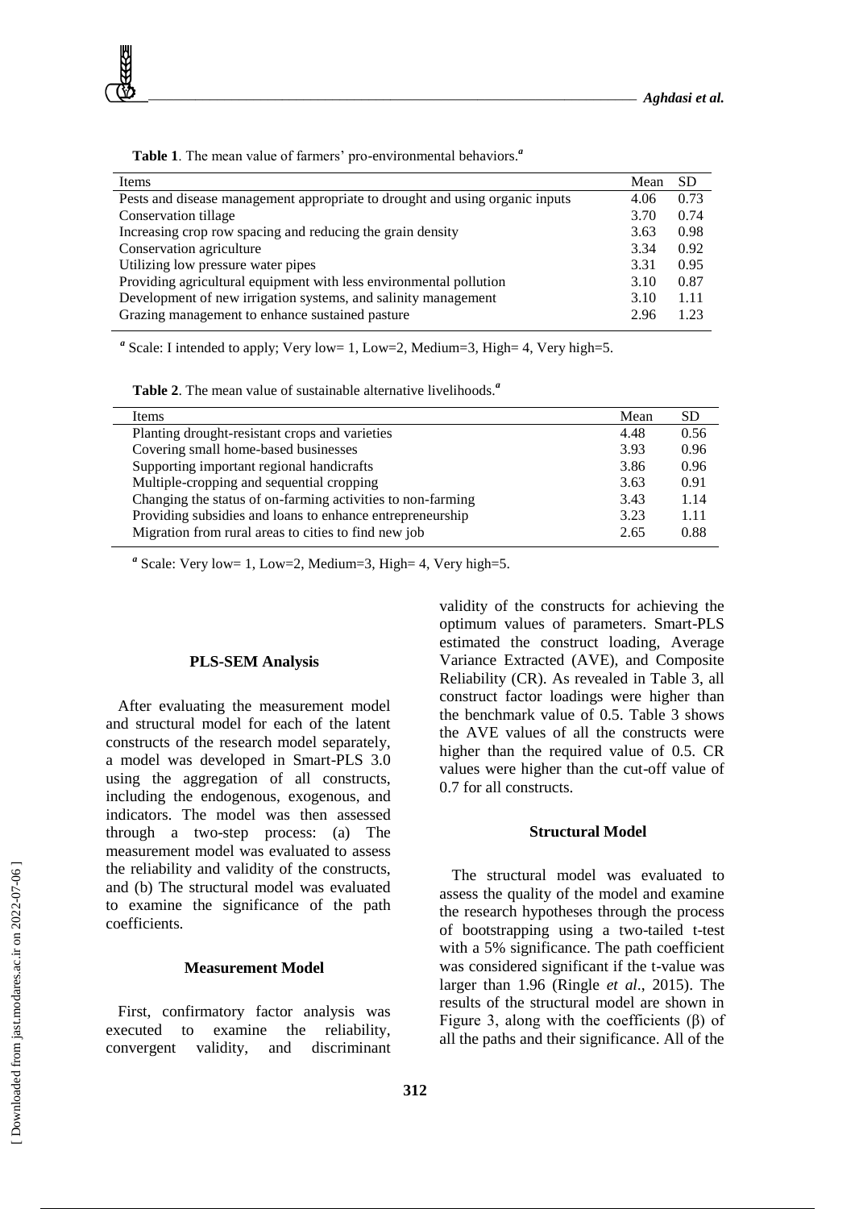**Table 1**. The mean value of farmers' pro-environmental behaviors.[a]

| Items | Mean | SD |
|---|---|---|
| Pests and disease management appropriate to drought and using organic inputs | 4.06 | 0.73 |
| Conservation tillage | 3.70 | 0.74 |
| Increasing crop row spacing and reducing the grain density | 3.63 | 0.98 |
| Conservation agriculture | 3.34 | 0.92 |
| Utilizing low pressure water pipes | 3.31 | 0.95 |
| Providing agricultural equipment with less environmental pollution | 3.10 | 0.87 |
| Development of new irrigation systems, and salinity management | 3.10 | 1.11 |
| Grazing management to enhance sustained pasture | 2.96 | 1.23 |

[a] Scale: I intended to apply; Very low= 1, Low=2, Medium=3, High= 4, Very high=5.

**Table 2**. The mean value of sustainable alternative livelihoods.[a]

| Items | Mean | SD |
|---|---|---|
| Planting drought-resistant crops and varieties | 4.48 | 0.56 |
| Covering small home-based businesses | 3.93 | 0.96 |
| Supporting important regional handicrafts | 3.86 | 0.96 |
| Multiple-cropping and sequential cropping | 3.63 | 0.91 |
| Changing the status of on-farming activities to non-farming | 3.43 | 1.14 |
| Providing subsidies and loans to enhance entrepreneurship | 3.23 | 1.11 |
| Migration from rural areas to cities to find new job | 2.65 | 0.88 |

[a] Scale: Very low= 1, Low=2, Medium=3, High= 4, Very high=5.

### PLS-SEM Analysis

After evaluating the measurement model and structural model for each of the latent constructs of the research model separately, a model was developed in Smart-PLS 3.0 using the aggregation of all constructs, including the endogenous, exogenous, and indicators. The model was then assessed through a two-step process: (a) The measurement model was evaluated to assess the reliability and validity of the constructs, and (b) The structural model was evaluated to examine the significance of the path coefficients.

### Measurement Model

First, confirmatory factor analysis was executed to examine the reliability, convergent validity, and discriminant validity of the constructs for achieving the optimum values of parameters. Smart-PLS estimated the construct loading, Average Variance Extracted (AVE), and Composite Reliability (CR). As revealed in Table 3, all construct factor loadings were higher than the benchmark value of 0.5. Table 3 shows the AVE values of all the constructs were higher than the required value of 0.5. CR values were higher than the cut-off value of 0.7 for all constructs.

### Structural Model

The structural model was evaluated to assess the quality of the model and examine the research hypotheses through the process of bootstrapping using a two-tailed t-test with a 5% significance. The path coefficient was considered significant if the t-value was larger than 1.96 (Ringle *et al*., 2015). The results of the structural model are shown in Figure 3, along with the coefficients ($\beta$) of all the paths and their significance. All of the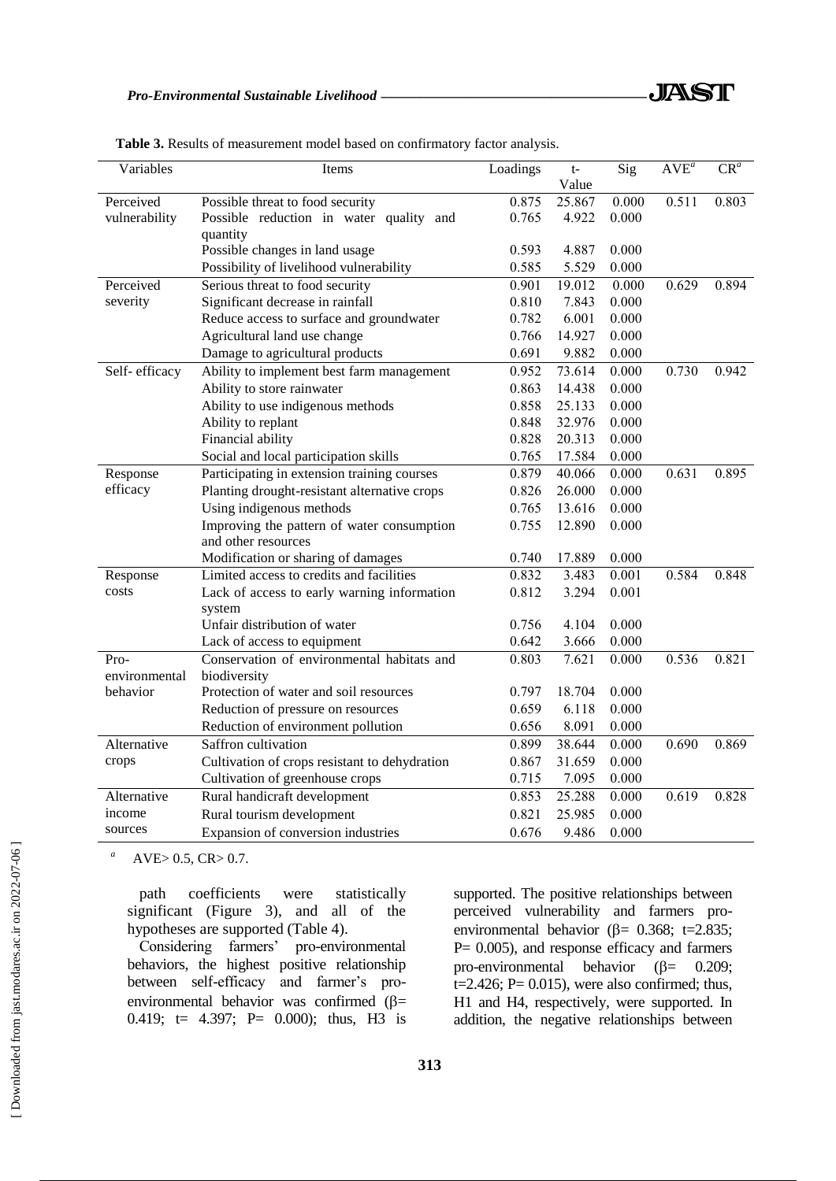**Table 3.** Results of measurement model based on confirmatory factor analysis.

| Variables | Items | Loadings | t-Value | Sig | AVE[a] | CR[a] |
|---|---|---|---|---|---|---|
| Perceived vulnerability | Possible threat to food security | 0.875 | 25.867 | 0.000 | 0.511 | 0.803 |
| | Possible reduction in water quality and quantity | 0.765 | 4.922 | 0.000 | | |
| | Possible changes in land usage | 0.593 | 4.887 | 0.000 | | |
| | Possibility of livelihood vulnerability | 0.585 | 5.529 | 0.000 | | |
| Perceived severity | Serious threat to food security | 0.901 | 19.012 | 0.000 | 0.629 | 0.894 |
| | Significant decrease in rainfall | 0.810 | 7.843 | 0.000 | | |
| | Reduce access to surface and groundwater | 0.782 | 6.001 | 0.000 | | |
| | Agricultural land use change | 0.766 | 14.927 | 0.000 | | |
| | Damage to agricultural products | 0.691 | 9.882 | 0.000 | | |
| Self- efficacy | Ability to implement best farm management | 0.952 | 73.614 | 0.000 | 0.730 | 0.942 |
| | Ability to store rainwater | 0.863 | 14.438 | 0.000 | | |
| | Ability to use indigenous methods | 0.858 | 25.133 | 0.000 | | |
| | Ability to replant | 0.848 | 32.976 | 0.000 | | |
| | Financial ability | 0.828 | 20.313 | 0.000 | | |
| | Social and local participation skills | 0.765 | 17.584 | 0.000 | | |
| Response efficacy | Participating in extension training courses | 0.879 | 40.066 | 0.000 | 0.631 | 0.895 |
| | Planting drought-resistant alternative crops | 0.826 | 26.000 | 0.000 | | |
| | Using indigenous methods | 0.765 | 13.616 | 0.000 | | |
| | Improving the pattern of water consumption and other resources | 0.755 | 12.890 | 0.000 | | |
| | Modification or sharing of damages | 0.740 | 17.889 | 0.000 | | |
| Response costs | Limited access to credits and facilities | 0.832 | 3.483 | 0.001 | 0.584 | 0.848 |
| | Lack of access to early warning information system | 0.812 | 3.294 | 0.001 | | |
| | Unfair distribution of water | 0.756 | 4.104 | 0.000 | | |
| | Lack of access to equipment | 0.642 | 3.666 | 0.000 | | |
| Pro-environmental behavior | Conservation of environmental habitats and biodiversity | 0.803 | 7.621 | 0.000 | 0.536 | 0.821 |
| | Protection of water and soil resources | 0.797 | 18.704 | 0.000 | | |
| | Reduction of pressure on resources | 0.659 | 6.118 | 0.000 | | |
| | Reduction of environment pollution | 0.656 | 8.091 | 0.000 | | |
| Alternative crops | Saffron cultivation | 0.899 | 38.644 | 0.000 | 0.690 | 0.869 |
| | Cultivation of crops resistant to dehydration | 0.867 | 31.659 | 0.000 | | |
| | Cultivation of greenhouse crops | 0.715 | 7.095 | 0.000 | | |
| Alternative income sources | Rural handicraft development | 0.853 | 25.288 | 0.000 | 0.619 | 0.828 |
| | Rural tourism development | 0.821 | 25.985 | 0.000 | | |
| | Expansion of conversion industries | 0.676 | 9.486 | 0.000 | | |

[a] AVE> 0.5, CR> 0.7.

path coefficients were statistically significant (Figure 3), and all of the hypotheses are supported (Table 4).

Considering farmers' pro-environmental behaviors, the highest positive relationship between self-efficacy and farmer's pro-environmental behavior was confirmed ($\beta$= 0.419; t= 4.397; P= 0.000); thus, H3 is supported. The positive relationships between perceived vulnerability and farmers pro-environmental behavior ($\beta$= 0.368; t=2.835; P= 0.005), and response efficacy and farmers pro-environmental behavior ($\beta$= 0.209; t=2.426; P= 0.015), were also confirmed; thus, H1 and H4, respectively, were supported. In addition, the negative relationships between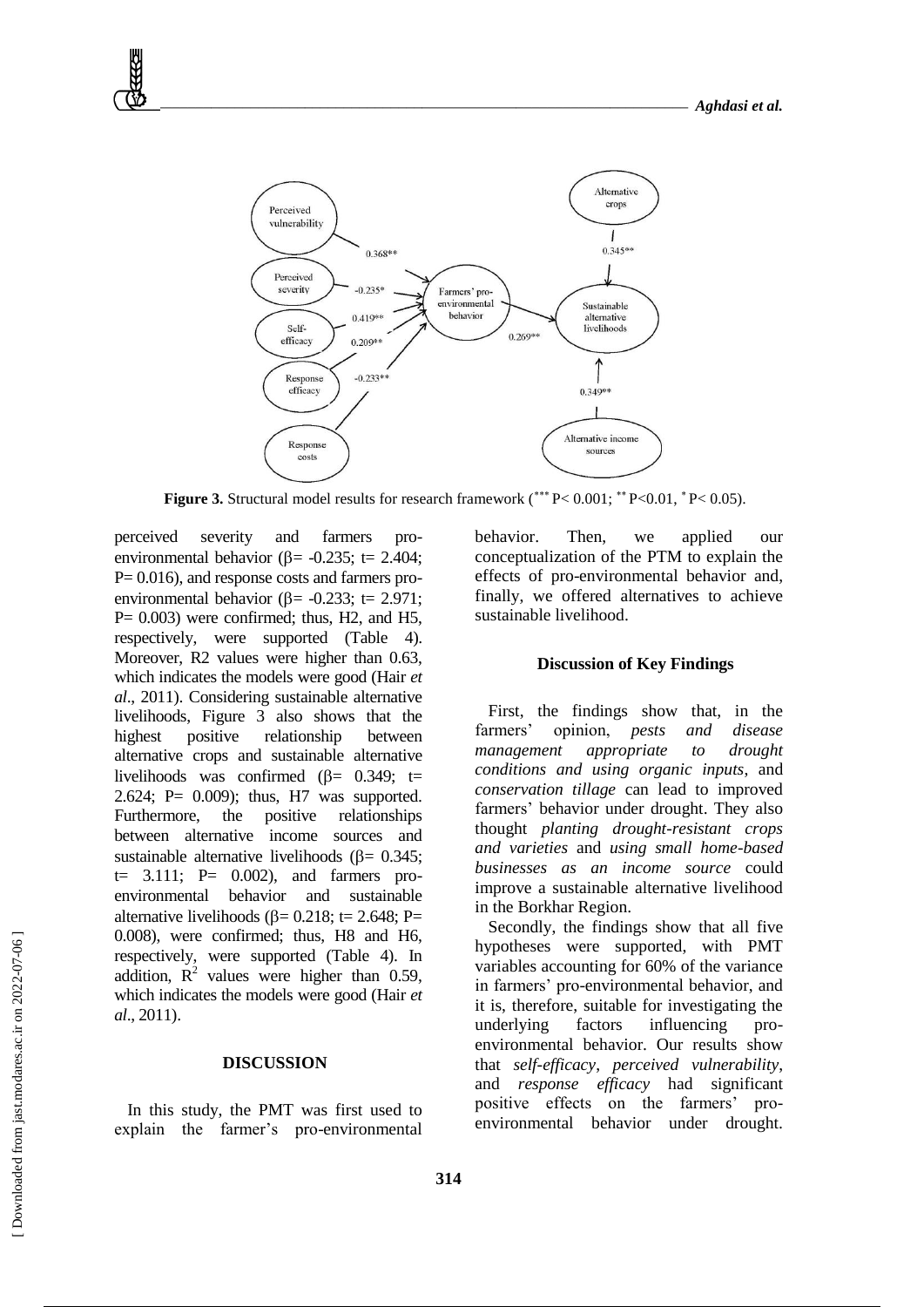**Figure 3.** Structural model results for research framework (*** P< 0.001; ** P<0.01, * P< 0.05).

perceived severity and farmers pro-environmental behavior (β= -0.235; t= 2.404; P= 0.016), and response costs and farmers pro-environmental behavior (β= -0.233; t= 2.971; P= 0.003) were confirmed; thus, H2, and H5, respectively, were supported (Table 4). Moreover, R2 values were higher than 0.63, which indicates the models were good (Hair *et al*., 2011). Considering sustainable alternative livelihoods, Figure 3 also shows that the highest positive relationship between alternative crops and sustainable alternative livelihoods was confirmed (β= 0.349; t= 2.624; P= 0.009); thus, H7 was supported. Furthermore, the positive relationships between alternative income sources and sustainable alternative livelihoods (β= 0.345; t= 3.111; P= 0.002), and farmers pro-environmental behavior and sustainable alternative livelihoods (β= 0.218; t= 2.648; P= 0.008), were confirmed; thus, H8 and H6, respectively, were supported (Table 4). In addition, $R^2$ values were higher than 0.59, which indicates the models were good (Hair *et al*., 2011).

## DISCUSSION

In this study, the PMT was first used to explain the farmer's pro-environmental behavior. Then, we applied our conceptualization of the PTM to explain the effects of pro-environmental behavior and, finally, we offered alternatives to achieve sustainable livelihood.

### Discussion of Key Findings

First, the findings show that, in the farmers' opinion, *pests and disease management appropriate to drought conditions and using organic inputs*, and *conservation tillage* can lead to improved farmers' behavior under drought. They also thought *planting drought-resistant crops and varieties* and *using small home-based businesses as an income source* could improve a sustainable alternative livelihood in the Borkhar Region.

Secondly, the findings show that all five hypotheses were supported, with PMT variables accounting for 60% of the variance in farmers' pro-environmental behavior, and it is, therefore, suitable for investigating the underlying factors influencing pro-environmental behavior. Our results show that *self-efficacy*, *perceived vulnerability*, and *response efficacy* had significant positive effects on the farmers' pro-environmental behavior under drought.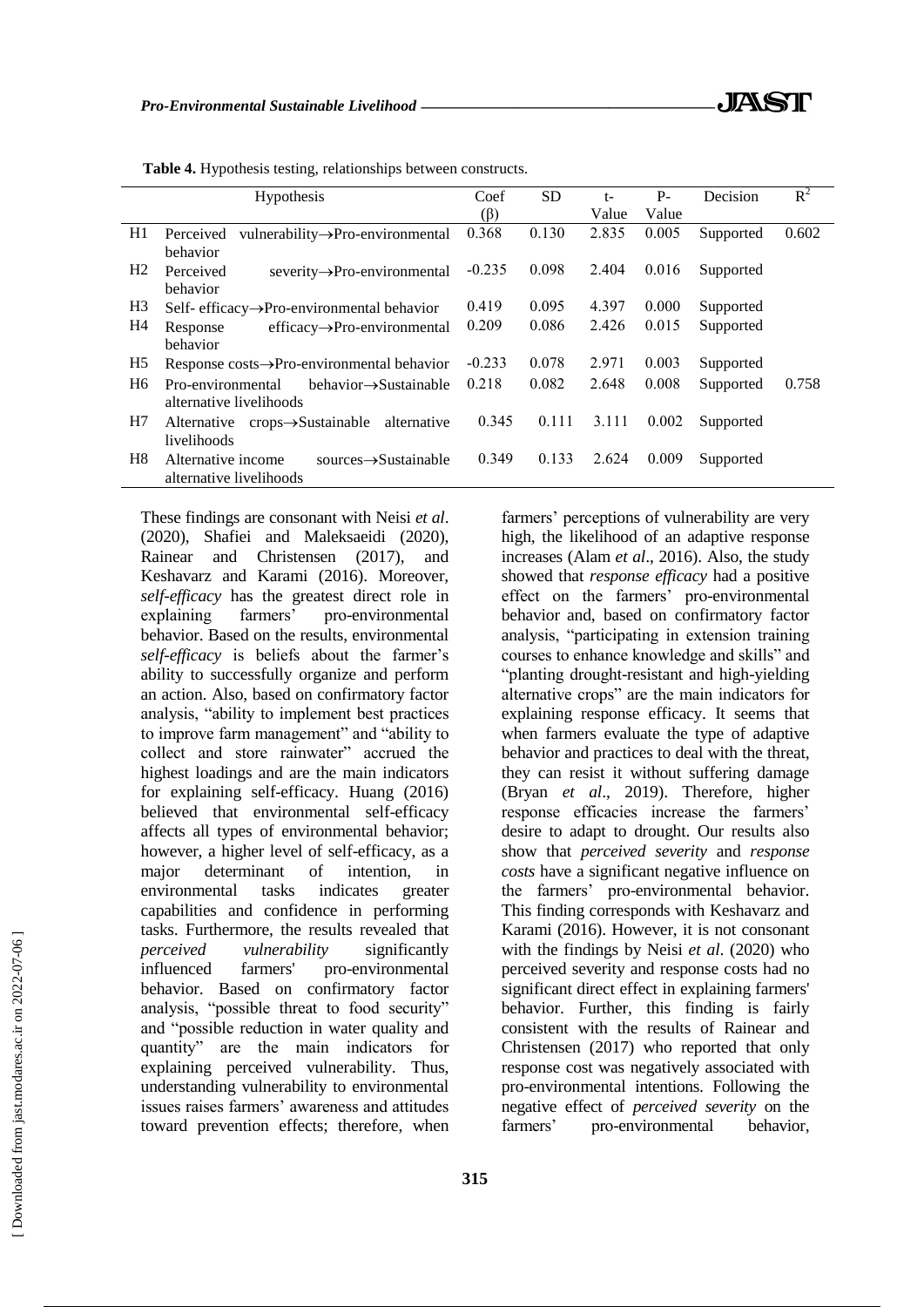**Table 4.** Hypothesis testing, relationships between constructs.

| | Hypothesis | Coef (β) | SD | t-Value | P-Value | Decision | $R^2$ |
|---|---|---|---|---|---|---|---|
| H1 | Perceived vulnerability→Pro-environmental behavior | 0.368 | 0.130 | 2.835 | 0.005 | Supported | 0.602 |
| H2 | Perceived severity→Pro-environmental behavior | -0.235 | 0.098 | 2.404 | 0.016 | Supported | |
| H3 | Self- efficacy→Pro-environmental behavior | 0.419 | 0.095 | 4.397 | 0.000 | Supported | |
| H4 | Response efficacy→Pro-environmental behavior | 0.209 | 0.086 | 2.426 | 0.015 | Supported | |
| H5 | Response costs→Pro-environmental behavior | -0.233 | 0.078 | 2.971 | 0.003 | Supported | |
| H6 | Pro-environmental behavior→Sustainable alternative livelihoods | 0.218 | 0.082 | 2.648 | 0.008 | Supported | 0.758 |
| H7 | Alternative crops→Sustainable alternative livelihoods | 0.345 | 0.111 | 3.111 | 0.002 | Supported | |
| H8 | Alternative income sources→Sustainable alternative livelihoods | 0.349 | 0.133 | 2.624 | 0.009 | Supported | |

These findings are consonant with Neisi *et al*. (2020), Shafiei and Maleksaeidi (2020), Rainear and Christensen (2017), and Keshavarz and Karami (2016). Moreover, *self-efficacy* has the greatest direct role in explaining farmers' pro-environmental behavior. Based on the results, environmental *self-efficacy* is beliefs about the farmer's ability to successfully organize and perform an action. Also, based on confirmatory factor analysis, "ability to implement best practices to improve farm management" and "ability to collect and store rainwater" accrued the highest loadings and are the main indicators for explaining self-efficacy. Huang (2016) believed that environmental self-efficacy affects all types of environmental behavior; however, a higher level of self-efficacy, as a major determinant of intention, in environmental tasks indicates greater capabilities and confidence in performing tasks. Furthermore, the results revealed that *perceived vulnerability* significantly influenced farmers' pro-environmental behavior. Based on confirmatory factor analysis, "possible threat to food security" and "possible reduction in water quality and quantity" are the main indicators for explaining perceived vulnerability. Thus, understanding vulnerability to environmental issues raises farmers' awareness and attitudes toward prevention effects; therefore, when farmers' perceptions of vulnerability are very high, the likelihood of an adaptive response increases (Alam *et al*., 2016). Also, the study showed that *response efficacy* had a positive effect on the farmers' pro-environmental behavior and, based on confirmatory factor analysis, "participating in extension training courses to enhance knowledge and skills" and "planting drought-resistant and high-yielding alternative crops" are the main indicators for explaining response efficacy. It seems that when farmers evaluate the type of adaptive behavior and practices to deal with the threat, they can resist it without suffering damage (Bryan *et al*., 2019). Therefore, higher response efficacies increase the farmers' desire to adapt to drought. Our results also show that *perceived severity* and *response costs* have a significant negative influence on the farmers' pro-environmental behavior. This finding corresponds with Keshavarz and Karami (2016). However, it is not consonant with the findings by Neisi *et al*. (2020) who perceived severity and response costs had no significant direct effect in explaining farmers' behavior. Further, this finding is fairly consistent with the results of Rainear and Christensen (2017) who reported that only response cost was negatively associated with pro-environmental intentions. Following the negative effect of *perceived severity* on the farmers' pro-environmental behavior,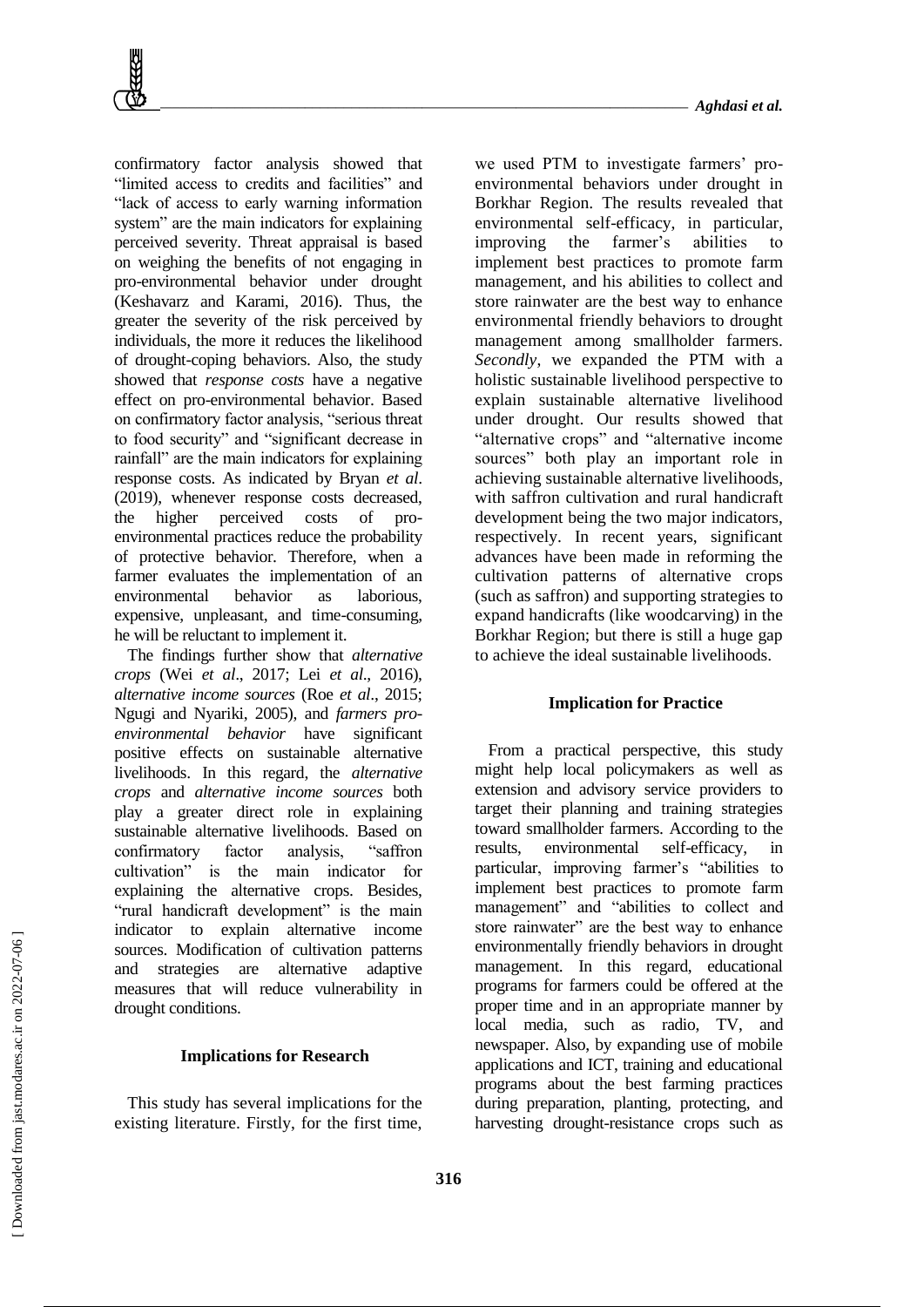confirmatory factor analysis showed that "limited access to credits and facilities" and "lack of access to early warning information system" are the main indicators for explaining perceived severity. Threat appraisal is based on weighing the benefits of not engaging in pro-environmental behavior under drought (Keshavarz and Karami, 2016). Thus, the greater the severity of the risk perceived by individuals, the more it reduces the likelihood of drought-coping behaviors. Also, the study showed that *response costs* have a negative effect on pro-environmental behavior. Based on confirmatory factor analysis, "serious threat to food security" and "significant decrease in rainfall" are the main indicators for explaining response costs. As indicated by Bryan *et al*. (2019), whenever response costs decreased, the higher perceived costs of pro-environmental practices reduce the probability of protective behavior. Therefore, when a farmer evaluates the implementation of an environmental behavior as laborious, expensive, unpleasant, and time-consuming, he will be reluctant to implement it.

The findings further show that *alternative crops* (Wei *et al*., 2017; Lei *et al*., 2016), *alternative income sources* (Roe *et al*., 2015; Ngugi and Nyariki, 2005), and *farmers pro-environmental behavior* have significant positive effects on sustainable alternative livelihoods. In this regard, the *alternative crops* and *alternative income sources* both play a greater direct role in explaining sustainable alternative livelihoods. Based on confirmatory factor analysis, "saffron cultivation" is the main indicator for explaining the alternative crops. Besides, "rural handicraft development" is the main indicator to explain alternative income sources. Modification of cultivation patterns and strategies are alternative adaptive measures that will reduce vulnerability in drought conditions.

## Implications for Research

This study has several implications for the existing literature. Firstly, for the first time, we used PTM to investigate farmers' pro-environmental behaviors under drought in Borkhar Region. The results revealed that environmental self-efficacy, in particular, improving the farmer's abilities to implement best practices to promote farm management, and his abilities to collect and store rainwater are the best way to enhance environmental friendly behaviors to drought management among smallholder farmers. *Secondly*, we expanded the PTM with a holistic sustainable livelihood perspective to explain sustainable alternative livelihood under drought. Our results showed that "alternative crops" and "alternative income sources" both play an important role in achieving sustainable alternative livelihoods, with saffron cultivation and rural handicraft development being the two major indicators, respectively. In recent years, significant advances have been made in reforming the cultivation patterns of alternative crops (such as saffron) and supporting strategies to expand handicrafts (like woodcarving) in the Borkhar Region; but there is still a huge gap to achieve the ideal sustainable livelihoods.

## Implication for Practice

From a practical perspective, this study might help local policymakers as well as extension and advisory service providers to target their planning and training strategies toward smallholder farmers. According to the results, environmental self-efficacy, in particular, improving farmer's "abilities to implement best practices to promote farm management" and "abilities to collect and store rainwater" are the best way to enhance environmentally friendly behaviors in drought management. In this regard, educational programs for farmers could be offered at the proper time and in an appropriate manner by local media, such as radio, TV, and newspaper. Also, by expanding use of mobile applications and ICT, training and educational programs about the best farming practices during preparation, planting, protecting, and harvesting drought-resistance crops such as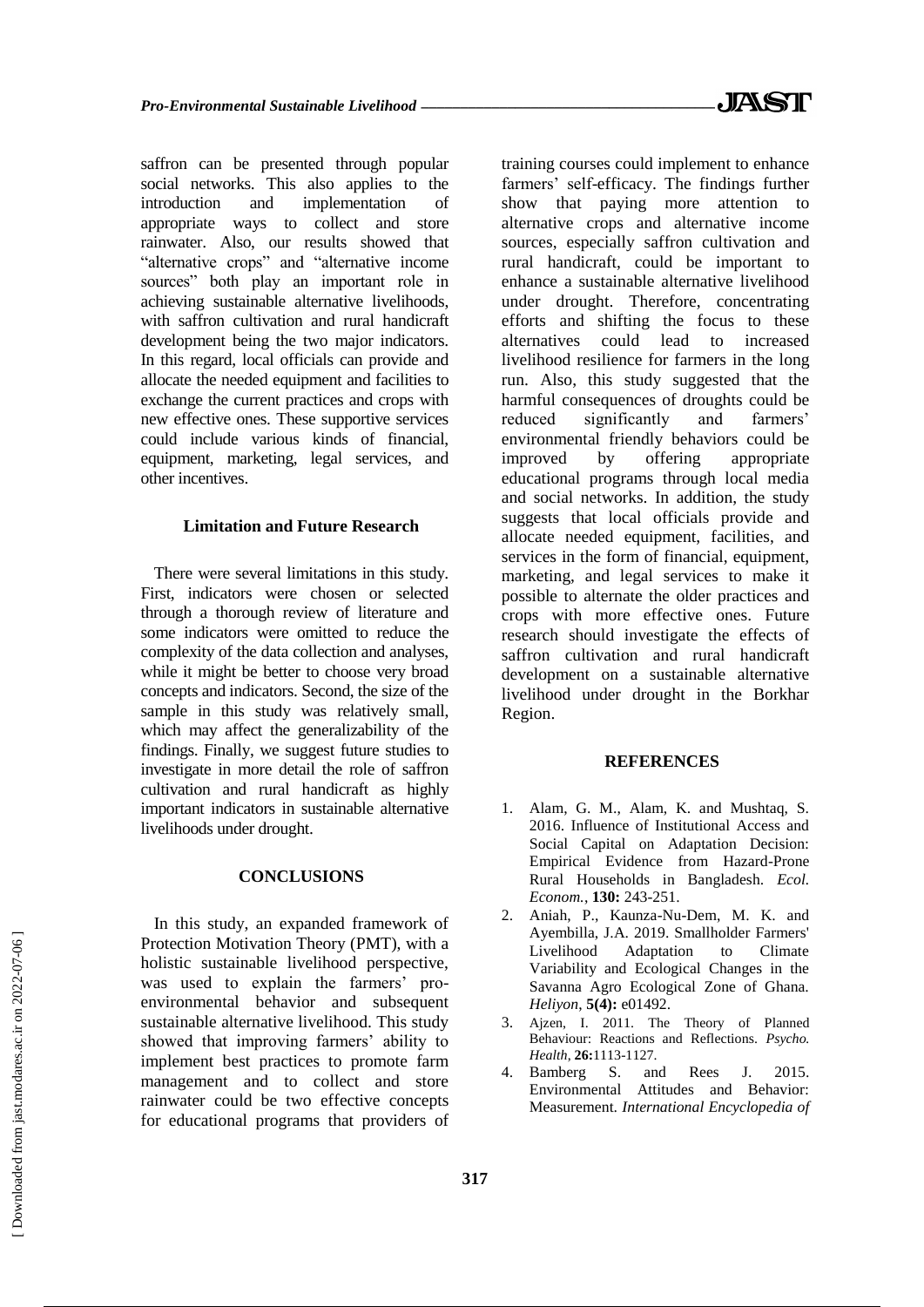saffron can be presented through popular social networks. This also applies to the introduction and implementation of appropriate ways to collect and store rainwater. Also, our results showed that "alternative crops" and "alternative income sources" both play an important role in achieving sustainable alternative livelihoods, with saffron cultivation and rural handicraft development being the two major indicators. In this regard, local officials can provide and allocate the needed equipment and facilities to exchange the current practices and crops with new effective ones. These supportive services could include various kinds of financial, equipment, marketing, legal services, and other incentives.

## Limitation and Future Research

There were several limitations in this study. First, indicators were chosen or selected through a thorough review of literature and some indicators were omitted to reduce the complexity of the data collection and analyses, while it might be better to choose very broad concepts and indicators. Second, the size of the sample in this study was relatively small, which may affect the generalizability of the findings. Finally, we suggest future studies to investigate in more detail the role of saffron cultivation and rural handicraft as highly important indicators in sustainable alternative livelihoods under drought.

## CONCLUSIONS

In this study, an expanded framework of Protection Motivation Theory (PMT), with a holistic sustainable livelihood perspective, was used to explain the farmers' pro-environmental behavior and subsequent sustainable alternative livelihood. This study showed that improving farmers' ability to implement best practices to promote farm management and to collect and store rainwater could be two effective concepts for educational programs that providers of training courses could implement to enhance farmers' self-efficacy. The findings further show that paying more attention to alternative crops and alternative income sources, especially saffron cultivation and rural handicraft, could be important to enhance a sustainable alternative livelihood under drought. Therefore, concentrating efforts and shifting the focus to these alternatives could lead to increased livelihood resilience for farmers in the long run. Also, this study suggested that the harmful consequences of droughts could be reduced significantly and farmers' environmental friendly behaviors could be improved by offering appropriate educational programs through local media and social networks. In addition, the study suggests that local officials provide and allocate needed equipment, facilities, and services in the form of financial, equipment, marketing, and legal services to make it possible to alternate the older practices and crops with more effective ones. Future research should investigate the effects of saffron cultivation and rural handicraft development on a sustainable alternative livelihood under drought in the Borkhar Region.

## REFERENCES

1. Alam, G. M., Alam, K. and Mushtaq, S. 2016. Influence of Institutional Access and Social Capital on Adaptation Decision: Empirical Evidence from Hazard-Prone Rural Households in Bangladesh. *Ecol. Econom.*, **130:** 243-251.
2. Aniah, P., Kaunza-Nu-Dem, M. K. and Ayembilla, J.A. 2019. Smallholder Farmers' Livelihood Adaptation to Climate Variability and Ecological Changes in the Savanna Agro Ecological Zone of Ghana. *Heliyon*, **5(4):** e01492.
3. Ajzen, I. 2011. The Theory of Planned Behaviour: Reactions and Reflections. *Psycho. Health*, **26:**1113-1127.
4. Bamberg S. and Rees J. 2015. Environmental Attitudes and Behavior: Measurement. *International Encyclopedia of*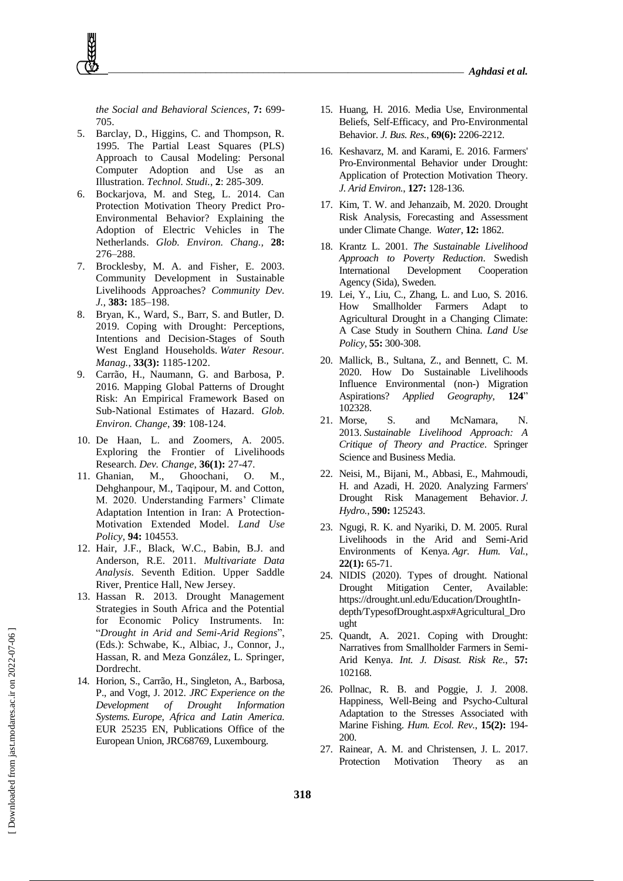*the Social and Behavioral Sciences*, **7:** 699-705.

5. Barclay, D., Higgins, C. and Thompson, R. 1995. The Partial Least Squares (PLS) Approach to Causal Modeling: Personal Computer Adoption and Use as an Illustration. *Technol. Studi.*, **2**: 285-309.
6. Bockarjova, M. and Steg, L. 2014. Can Protection Motivation Theory Predict Pro-Environmental Behavior? Explaining the Adoption of Electric Vehicles in The Netherlands. *Glob. Environ. Chang.*, **28:** 276–288.
7. Brocklesby, M. A. and Fisher, E. 2003. Community Development in Sustainable Livelihoods Approaches? *Community Dev. J.*, **383:** 185–198.
8. Bryan, K., Ward, S., Barr, S. and Butler, D. 2019. Coping with Drought: Perceptions, Intentions and Decision-Stages of South West England Households. *Water Resour. Manag.*, **33(3):** 1185-1202.
9. Carrão, H., Naumann, G. and Barbosa, P. 2016. Mapping Global Patterns of Drought Risk: An Empirical Framework Based on Sub-National Estimates of Hazard. *Glob. Environ. Change*, **39**: 108-124.
10. De Haan, L. and Zoomers, A. 2005. Exploring the Frontier of Livelihoods Research. *Dev. Change*, **36(1):** 27-47.
11. Ghanian, M., Ghoochani, O. M., Dehghanpour, M., Taqipour, M. and Cotton, M. 2020. Understanding Farmers' Climate Adaptation Intention in Iran: A Protection-Motivation Extended Model. *Land Use Policy*, **94:** 104553.
12. Hair, J.F., Black, W.C., Babin, B.J. and Anderson, R.E. 2011. *Multivariate Data Analysis*. Seventh Edition. Upper Saddle River, Prentice Hall, New Jersey.
13. Hassan R. 2013. Drought Management Strategies in South Africa and the Potential for Economic Policy Instruments. In: "*Drought in Arid and Semi-Arid Regions*", (Eds.): Schwabe, K., Albiac, J., Connor, J., Hassan, R. and Meza González, L. Springer, Dordrecht.
14. Horion, S., Carrão, H., Singleton, A., Barbosa, P., and Vogt, J. 2012. *JRC Experience on the Development of Drought Information Systems. Europe, Africa and Latin America.* EUR 25235 EN, Publications Office of the European Union, JRC68769, Luxembourg.
15. Huang, H. 2016. Media Use, Environmental Beliefs, Self-Efficacy, and Pro-Environmental Behavior. *J. Bus. Res.*, **69(6):** 2206-2212.
16. Keshavarz, M. and Karami, E. 2016. Farmers' Pro-Environmental Behavior under Drought: Application of Protection Motivation Theory. *J. Arid Environ.*, **127:** 128-136.
17. Kim, T. W. and Jehanzaib, M. 2020. Drought Risk Analysis, Forecasting and Assessment under Climate Change. *Water*, **12:** 1862.
18. Krantz L. 2001. *The Sustainable Livelihood Approach to Poverty Reduction*. Swedish International Development Cooperation Agency (Sida), Sweden.
19. Lei, Y., Liu, C., Zhang, L. and Luo, S. 2016. How Smallholder Farmers Adapt to Agricultural Drought in a Changing Climate: A Case Study in Southern China. *Land Use Policy*, **55:** 300-308.
20. Mallick, B., Sultana, Z., and Bennett, C. M. 2020. How Do Sustainable Livelihoods Influence Environmental (non-) Migration Aspirations? *Applied Geography*, **124**" 102328.
21. Morse, S. and McNamara, N. 2013. *Sustainable Livelihood Approach: A Critique of Theory and Practice*. Springer Science and Business Media.
22. Neisi, M., Bijani, M., Abbasi, E., Mahmoudi, H. and Azadi, H. 2020. Analyzing Farmers' Drought Risk Management Behavior. *J. Hydro.*, **590:** 125243.
23. Ngugi, R. K. and Nyariki, D. M. 2005. Rural Livelihoods in the Arid and Semi-Arid Environments of Kenya. *Agr. Hum. Val.*, **22(1):** 65-71.
24. NIDIS (2020). Types of drought. National Drought Mitigation Center, Available: https://drought.unl.edu/Education/DroughtIn-depth/TypesofDrought.aspx#Agricultural_Drought
25. Quandt, A. 2021. Coping with Drought: Narratives from Smallholder Farmers in Semi-Arid Kenya. *Int. J. Disast. Risk Re.*, **57:** 102168.
26. Pollnac, R. B. and Poggie, J. J. 2008. Happiness, Well-Being and Psycho-Cultural Adaptation to the Stresses Associated with Marine Fishing. *Hum. Ecol. Rev.*, **15(2):** 194-200.
27. Rainear, A. M. and Christensen, J. L. 2017. Protection Motivation Theory as an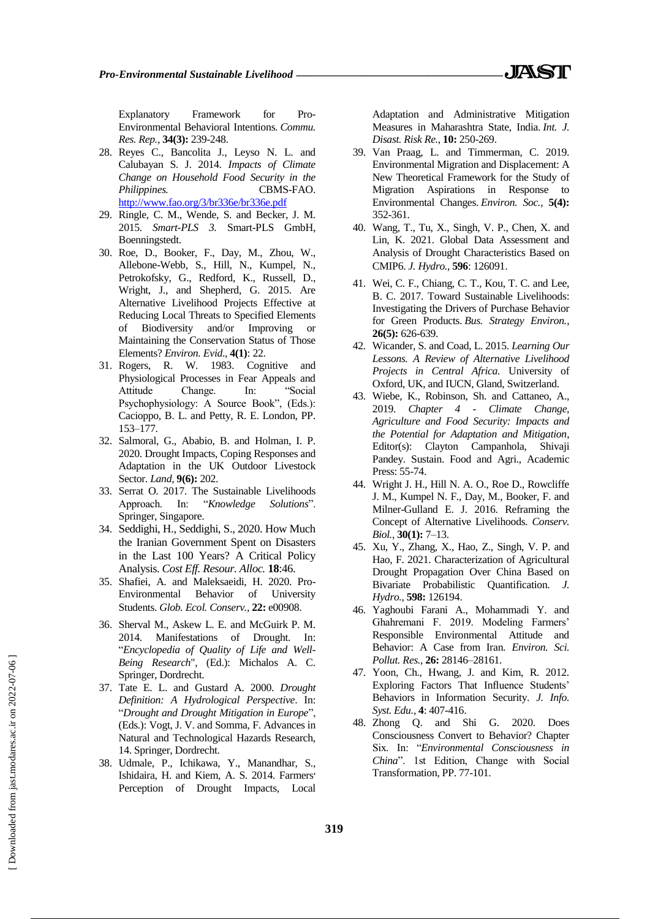Explanatory Framework for Pro-Environmental Behavioral Intentions. *Commu. Res. Rep.*, **34(3):** 239-248.

28. Reyes C., Bancolita J., Leyso N. L. and Calubayan S. J. 2014. *Impacts of Climate Change on Household Food Security in the Philippines.* CBMS-FAO. http://www.fao.org/3/br336e/br336e.pdf
29. Ringle, C. M., Wende, S. and Becker, J. M. 2015. *Smart-PLS 3.* Smart-PLS GmbH, Boenningstedt.
30. Roe, D., Booker, F., Day, M., Zhou, W., Allebone-Webb, S., Hill, N., Kumpel, N., Petrokofsky, G., Redford, K., Russell, D., Wright, J., and Shepherd, G. 2015. Are Alternative Livelihood Projects Effective at Reducing Local Threats to Specified Elements of Biodiversity and/or Improving or Maintaining the Conservation Status of Those Elements? *Environ. Evid*., **4(1)**: 22.
31. Rogers, R. W. 1983. Cognitive and Physiological Processes in Fear Appeals and Attitude Change. In: "Social Psychophysiology: A Source Book", (Eds.): Cacioppo, B. L. and Petty, R. E. London, PP. 153–177.
32. Salmoral, G., Ababio, B. and Holman, I. P. 2020. Drought Impacts, Coping Responses and Adaptation in the UK Outdoor Livestock Sector. *Land,* **9(6):** 202.
33. Serrat O. 2017. The Sustainable Livelihoods Approach. In: "*Knowledge Solutions*". Springer, Singapore.
34. Seddighi, H., Seddighi, S., 2020. How Much the Iranian Government Spent on Disasters in the Last 100 Years? A Critical Policy Analysis. *Cost Eff. Resour. Alloc.* **18**:46.
35. Shafiei, A. and Maleksaeidi, H. 2020. Pro-Environmental Behavior of University Students. *Glob. Ecol. Conserv.*, **22:** e00908.
36. Sherval M., Askew L. E. and McGuirk P. M. 2014. Manifestations of Drought. In: "*Encyclopedia of Quality of Life and Well-Being Research*", (Ed.): Michalos A. C. Springer, Dordrecht.
37. Tate E. L. and Gustard A. 2000. *Drought Definition: A Hydrological Perspective*. In: "*Drought and Drought Mitigation in Europe*", (Eds.): Vogt, J. V. and Somma, F. Advances in Natural and Technological Hazards Research, 14. Springer, Dordrecht.
38. Udmale, P., Ichikawa, Y., Manandhar, S., Ishidaira, H. and Kiem, A. S. 2014. Farmers׳ Perception of Drought Impacts, Local Adaptation and Administrative Mitigation Measures in Maharashtra State, India. *Int. J. Disast. Risk Re.*, **10:** 250-269.
39. Van Praag, L. and Timmerman, C. 2019. Environmental Migration and Displacement: A New Theoretical Framework for the Study of Migration Aspirations in Response to Environmental Changes. *Environ. Soc.*, **5(4):** 352-361.
40. Wang, T., Tu, X., Singh, V. P., Chen, X. and Lin, K. 2021. Global Data Assessment and Analysis of Drought Characteristics Based on CMIP6. *J. Hydro.*, **596**: 126091.
41. Wei, C. F., Chiang, C. T., Kou, T. C. and Lee, B. C. 2017. Toward Sustainable Livelihoods: Investigating the Drivers of Purchase Behavior for Green Products. *Bus. Strategy Environ.*, **26(5):** 626-639.
42. Wicander, S. and Coad, L. 2015. *Learning Our Lessons. A Review of Alternative Livelihood Projects in Central Africa.* University of Oxford, UK, and IUCN, Gland, Switzerland.
43. Wiebe, K., Robinson, Sh. and Cattaneo, A., 2019. *Chapter 4 - Climate Change, Agriculture and Food Security: Impacts and the Potential for Adaptation and Mitigation*, Editor(s): Clayton Campanhola, Shivaji Pandey. Sustain. Food and Agri., Academic Press: 55-74.
44. Wright J. H., Hill N. A. O., Roe D., Rowcliffe J. M., Kumpel N. F., Day, M., Booker, F. and Milner-Gulland E. J. 2016. Reframing the Concept of Alternative Livelihoods. *Conserv. Biol.*, **30(1):** 7–13.
45. Xu, Y., Zhang, X., Hao, Z., Singh, V. P. and Hao, F. 2021. Characterization of Agricultural Drought Propagation Over China Based on Bivariate Probabilistic Quantification. *J. Hydro.*, **598:** 126194.
46. Yaghoubi Farani A., Mohammadi Y. and Ghahremani F. 2019. Modeling Farmers' Responsible Environmental Attitude and Behavior: A Case from Iran. *Environ. Sci. Pollut. Res.*, **26:** 28146–28161.
47. Yoon, Ch., Hwang, J. and Kim, R. 2012. Exploring Factors That Influence Students' Behaviors in Information Security. *J. Info. Syst. Edu.*, **4**: 407-416.
48. Zhong Q. and Shi G. 2020. Does Consciousness Convert to Behavior? Chapter Six. In: "*Environmental Consciousness in China*". 1st Edition, Change with Social Transformation, PP. 77-101.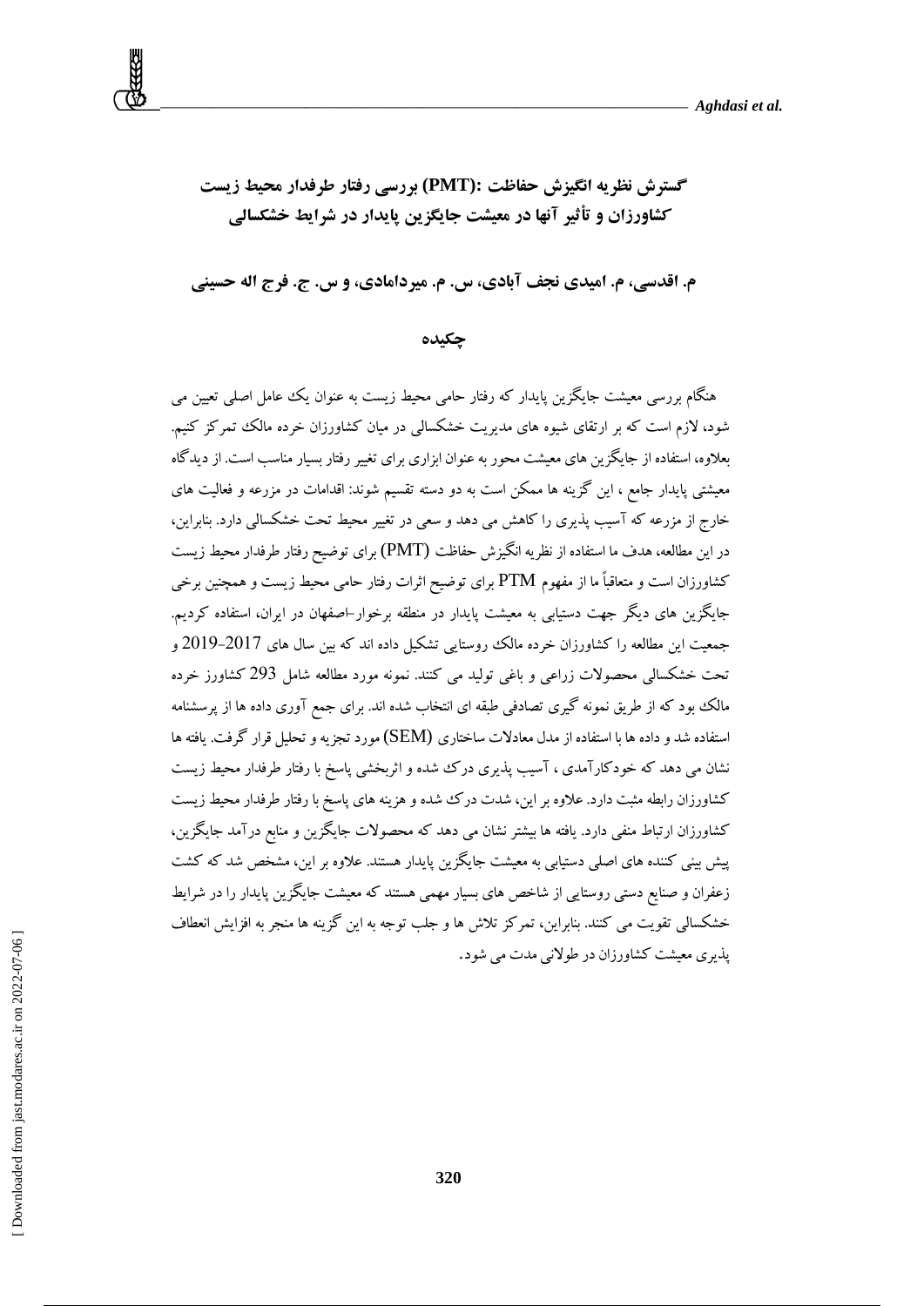# گسترش نظریه انگیزش حفاظت :(PMT) بررسی رفتار طرفدار محیط زیست کشاورزان و تأثیر آنها در معیشت جایگزین پایدار در شرایط خشکسالی

**م. اقدسی، م. امیدی نجف آبادی، س. م. میردامادی، و س. ج. فرج اله حسینی**

## چکیده

هنگام بررسی معیشت جایگزین پایدار که رفتار حامی محیط زیست به عنوان یک عامل اصلی تعیین می شود، لازم است که بر ارتقای شیوه های مدیریت خشکسالی در میان کشاورزان خرده مالک تمرکز کنیم. بعلاوه، استفاده از جایگزین های معیشت محور به عنوان ابزاری برای تغییر رفتار بسیار مناسب است. از دیدگاه معیشتی پایدار جامع ، این گزینه ها ممکن است به دو دسته تقسیم شوند: اقدامات در مزرعه و فعالیت های خارج از مزرعه که آسیب پذیری را کاهش می دهد و سعی در تغییر محیط تحت خشکسالی دارد. بنابراین، در این مطالعه، هدف ما استفاده از نظریه انگیزش حفاظت (PMT) برای توضیح رفتار طرفدار محیط زیست کشاورزان است و متعاقباً ما از مفهوم PTM برای توضیح اثرات رفتار حامی محیط زیست و همچنین برخی جایگزین های دیگر جهت دستیابی به معیشت پایدار در منطقه برخوار–اصفهان در ایران، استفاده کردیم. جمعیت این مطالعه را کشاورزان خرده مالک روستایی تشکیل داده اند که بین سال های 2017-2019 و تحت خشکسالی محصولات زراعی و باغی تولید می کنند. نمونه مورد مطالعه شامل 293 کشاورز خرده مالک بود که از طریق نمونه گیری تصادفی طبقه ای انتخاب شده اند. برای جمع آوری داده ها از پرسشنامه استفاده شد و داده ها با استفاده از مدل معادلات ساختاری (SEM) مورد تجزیه و تحلیل قرار گرفت. یافته ها نشان می دهد که خودکارآمدی ، آسیب پذیری درک شده و اثربخشی پاسخ با رفتار طرفدار محیط زیست کشاورزان رابطه مثبت دارد. علاوه بر این، شدت درک شده و هزینه های پاسخ با رفتار طرفدار محیط زیست کشاورزان ارتباط منفی دارد. یافته ها بیشتر نشان می دهد که محصولات جایگزین و منابع درآمد جایگزین، پیش بینی کننده های اصلی دستیابی به معیشت جایگزین پایدار هستند. علاوه بر این، مشخص شد که کشت زعفران و صنایع دستی روستایی از شاخص های بسیار مهمی هستند که معیشت جایگزین پایدار را در شرایط خشکسالی تقویت می کنند. بنابراین، تمرکز تلاش ها و جلب توجه به این گزینه ها منجر به افزایش انعطاف پذیری معیشت کشاورزان در طولانی مدت می شود.